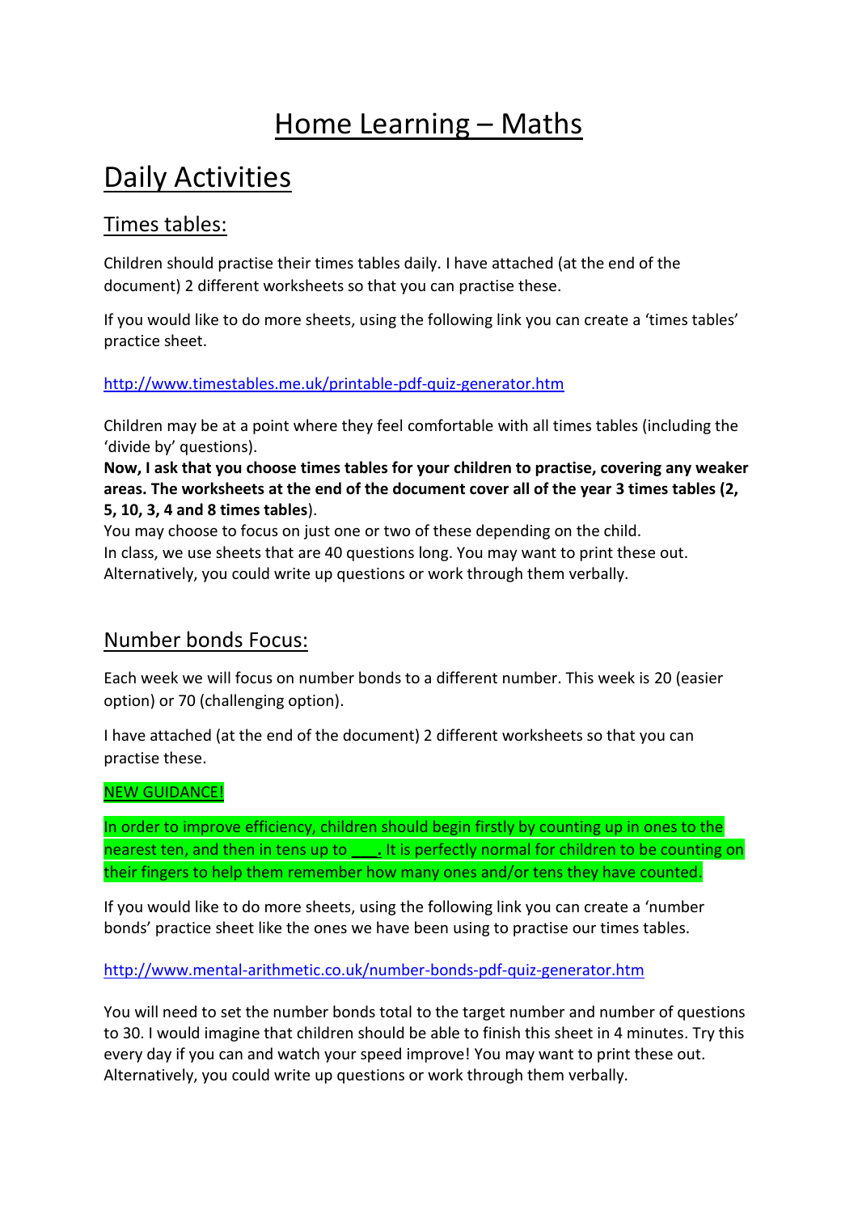# Home Learning – Maths

## Daily Activities

### Times tables:

Children should practise their times tables daily. I have attached (at the end of the document) 2 different worksheets so that you can practise these.

If you would like to do more sheets, using the following link you can create a 'times tables' practice sheet.

http://www.timestables.me.uk/printable-pdf-quiz-generator.htm

Children may be at a point where they feel comfortable with all times tables (including the 'divide by' questions).
**Now, I ask that you choose times tables for your children to practise, covering any weaker areas. The worksheets at the end of the document cover all of the year 3 times tables (2, 5, 10, 3, 4 and 8 times tables**).
You may choose to focus on just one or two of these depending on the child.
In class, we use sheets that are 40 questions long. You may want to print these out.
Alternatively, you could write up questions or work through them verbally.

### Number bonds Focus:

Each week we will focus on number bonds to a different number. This week is 20 (easier option) or 70 (challenging option).

I have attached (at the end of the document) 2 different worksheets so that you can practise these.

NEW GUIDANCE!

In order to improve efficiency, children should begin firstly by counting up in ones to the nearest ten, and then in tens up to **___.** It is perfectly normal for children to be counting on their fingers to help them remember how many ones and/or tens they have counted.

If you would like to do more sheets, using the following link you can create a 'number bonds' practice sheet like the ones we have been using to practise our times tables.

http://www.mental-arithmetic.co.uk/number-bonds-pdf-quiz-generator.htm

You will need to set the number bonds total to the target number and number of questions to 30. I would imagine that children should be able to finish this sheet in 4 minutes. Try this every day if you can and watch your speed improve! You may want to print these out. Alternatively, you could write up questions or work through them verbally.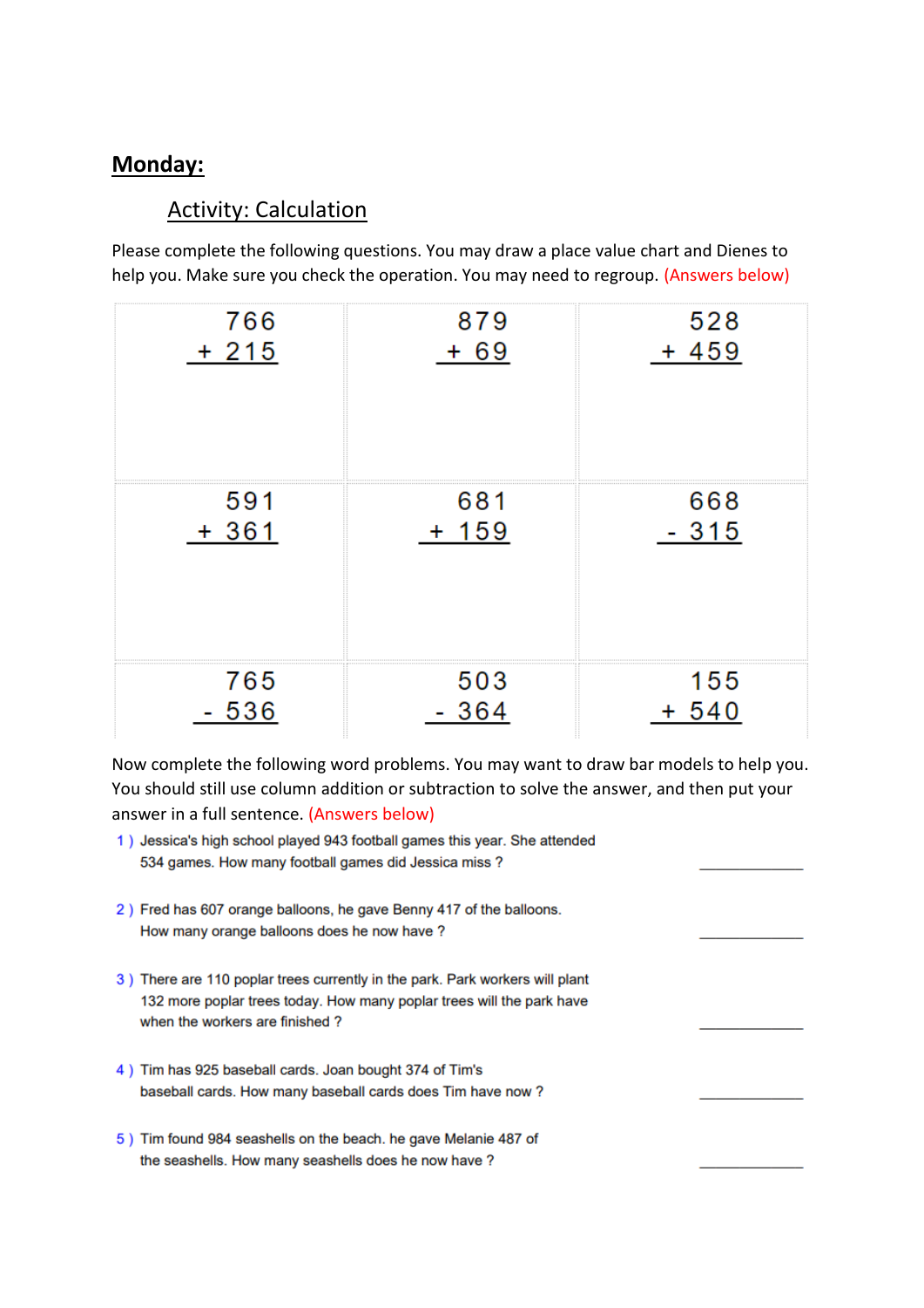## Monday:

### Activity: Calculation

Please complete the following questions. You may draw a place value chart and Dienes to help you. Make sure you check the operation. You may need to regroup. (Answers below)

| | | |
|---|---|---|
| $\begin{array}{r} 766 \\ +\ 215 \\ \hline \end{array}$ | $\begin{array}{r} 879 \\ +\ 69 \\ \hline \end{array}$ | $\begin{array}{r} 528 \\ +\ 459 \\ \hline \end{array}$ |
| $\begin{array}{r} 591 \\ +\ 361 \\ \hline \end{array}$ | $\begin{array}{r} 681 \\ +\ 159 \\ \hline \end{array}$ | $\begin{array}{r} 668 \\ -\ 315 \\ \hline \end{array}$ |
| $\begin{array}{r} 765 \\ -\ 536 \\ \hline \end{array}$ | $\begin{array}{r} 503 \\ -\ 364 \\ \hline \end{array}$ | $\begin{array}{r} 155 \\ +\ 540 \\ \hline \end{array}$ |

Now complete the following word problems. You may want to draw bar models to help you. You should still use column addition or subtraction to solve the answer, and then put your answer in a full sentence. (Answers below)

1 ) Jessica's high school played 943 football games this year. She attended 534 games. How many football games did Jessica miss ? ____________

2 ) Fred has 607 orange balloons, he gave Benny 417 of the balloons. How many orange balloons does he now have ? ____________

3 ) There are 110 poplar trees currently in the park. Park workers will plant 132 more poplar trees today. How many poplar trees will the park have when the workers are finished ? ____________

4 ) Tim has 925 baseball cards. Joan bought 374 of Tim's baseball cards. How many baseball cards does Tim have now ? ____________

5 ) Tim found 984 seashells on the beach. he gave Melanie 487 of the seashells. How many seashells does he now have ? ____________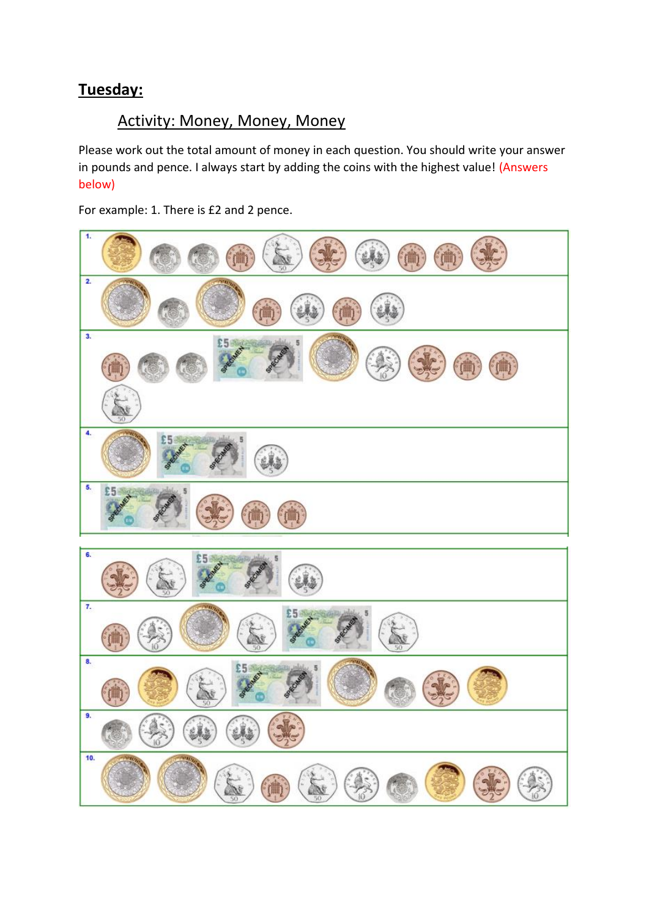# Tuesday:

## Activity: Money, Money, Money

Please work out the total amount of money in each question. You should write your answer in pounds and pence. I always start by adding the coins with the highest value! (Answers below)

For example: 1. There is £2 and 2 pence.

1.

2.

3.

4.

5.

6.

7.

8.

9.

10.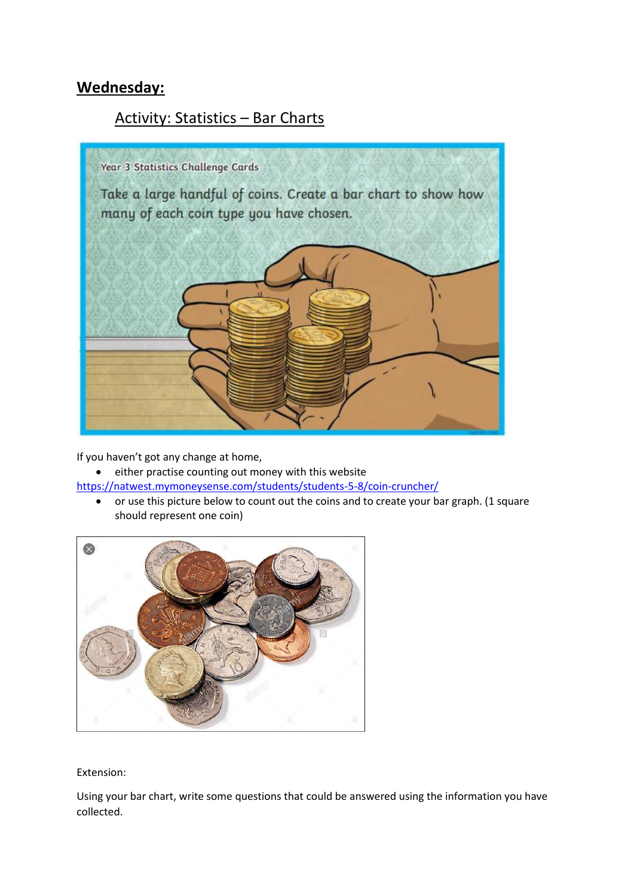# Wednesday:

## Activity: Statistics – Bar Charts

Year 3 Statistics Challenge Cards

Take a large handful of coins. Create a bar chart to show how many of each coin type you have chosen.

If you haven't got any change at home,

- either practise counting out money with this website https://natwest.mymoneysense.com/students/students-5-8/coin-cruncher/
- or use this picture below to count out the coins and to create your bar graph. (1 square should represent one coin)

Extension:

Using your bar chart, write some questions that could be answered using the information you have collected.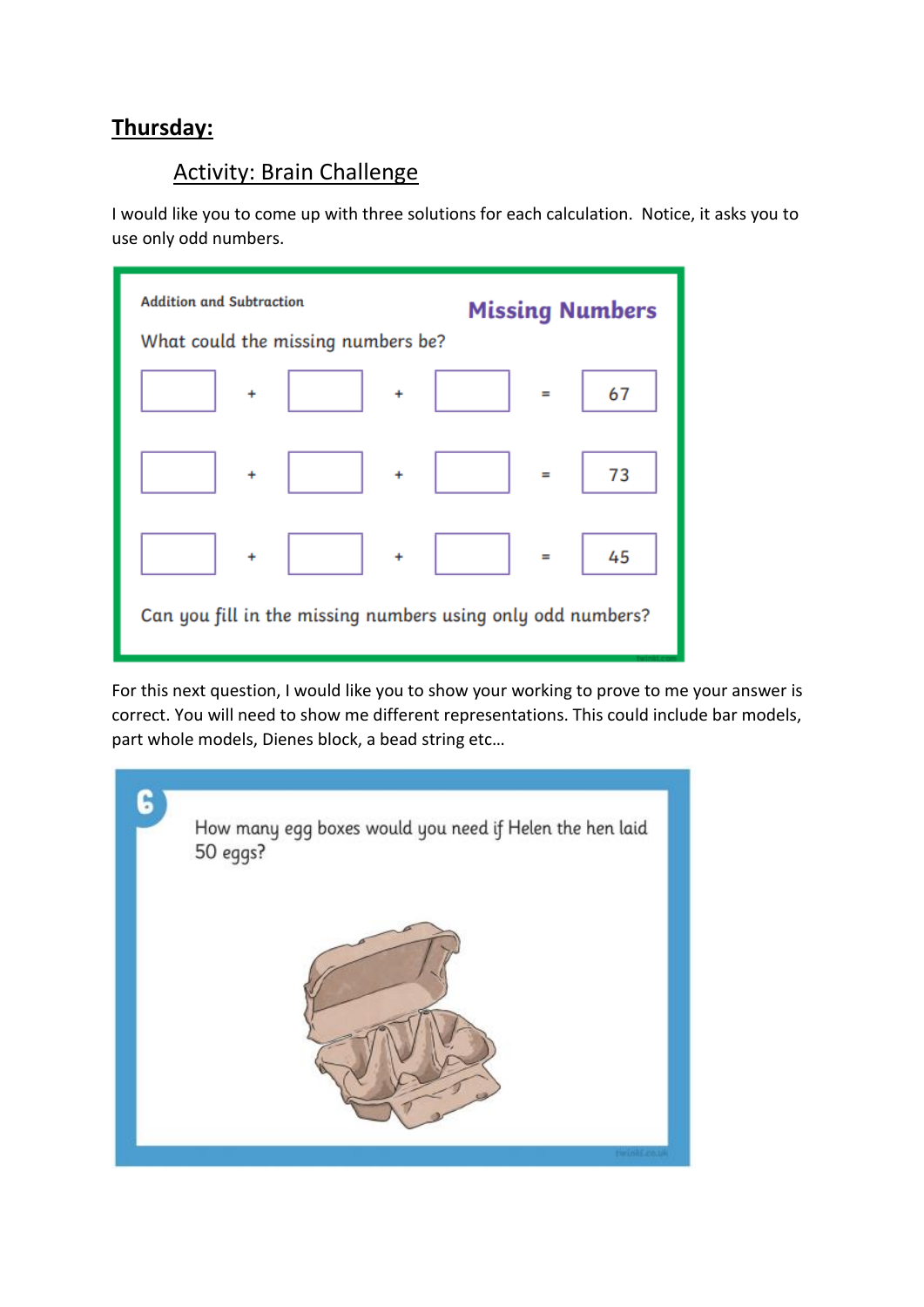## Thursday:

### Activity: Brain Challenge

I would like you to come up with three solutions for each calculation. Notice, it asks you to use only odd numbers.

Addition and Subtraction

**Missing Numbers**

What could the missing numbers be?

| | | | | | | |
|---|---|---|---|---|---|---|
| | + | | + | | = | 67 |
| | + | | + | | = | 73 |
| | + | | + | | = | 45 |

Can you fill in the missing numbers using only odd numbers?

For this next question, I would like you to show your working to prove to me your answer is correct. You will need to show me different representations. This could include bar models, part whole models, Dienes block, a bead string etc...

**6**

How many egg boxes would you need if Helen the hen laid 50 eggs?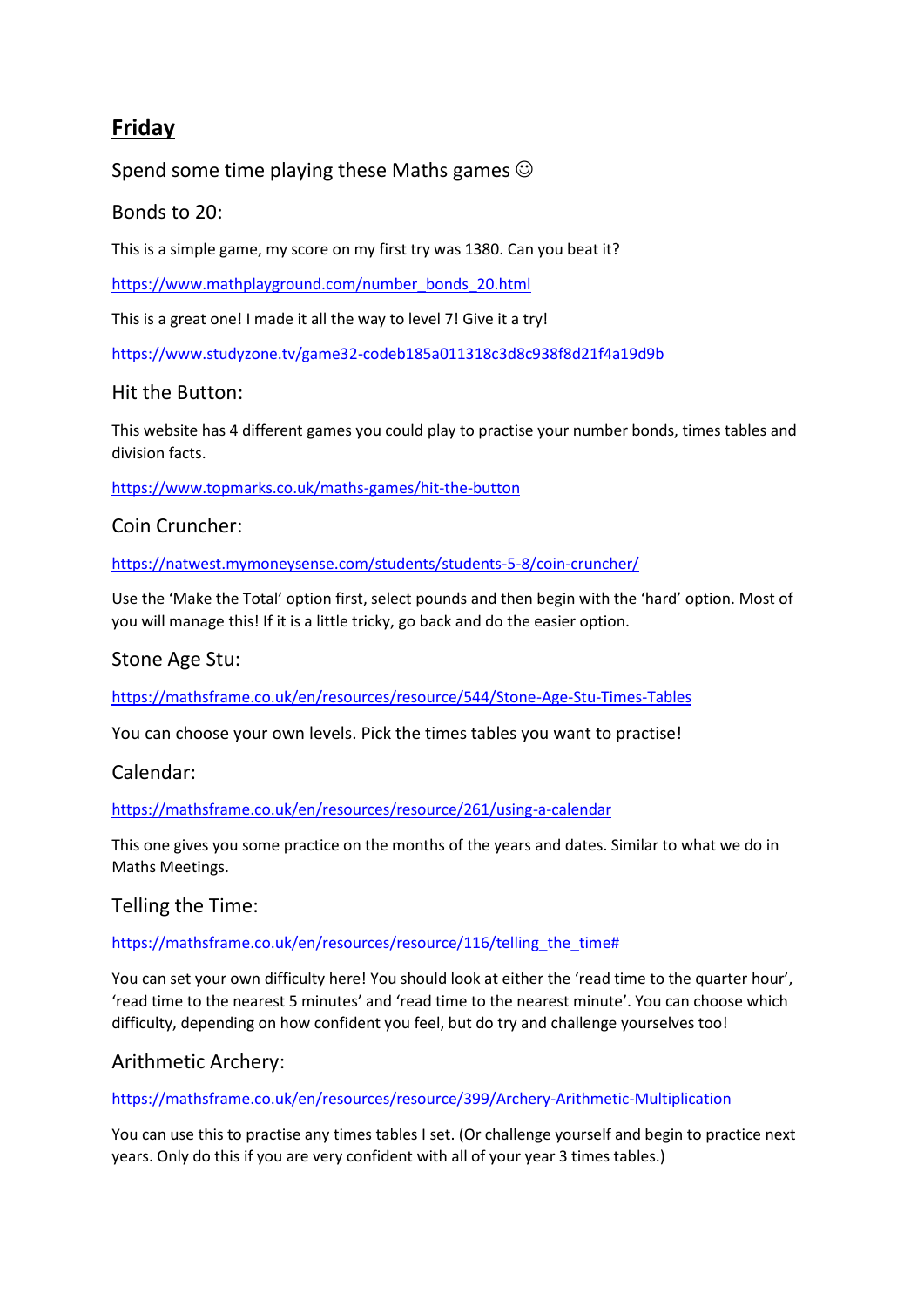## **Friday**

Spend some time playing these Maths games ☺

### Bonds to 20:

This is a simple game, my score on my first try was 1380. Can you beat it?

https://www.mathplayground.com/number_bonds_20.html

This is a great one! I made it all the way to level 7! Give it a try!

https://www.studyzone.tv/game32-codeb185a011318c3d8c938f8d21f4a19d9b

### Hit the Button:

This website has 4 different games you could play to practise your number bonds, times tables and division facts.

https://www.topmarks.co.uk/maths-games/hit-the-button

### Coin Cruncher:

https://natwest.mymoneysense.com/students/students-5-8/coin-cruncher/

Use the 'Make the Total' option first, select pounds and then begin with the 'hard' option. Most of you will manage this! If it is a little tricky, go back and do the easier option.

### Stone Age Stu:

https://mathsframe.co.uk/en/resources/resource/544/Stone-Age-Stu-Times-Tables

You can choose your own levels. Pick the times tables you want to practise!

### Calendar:

https://mathsframe.co.uk/en/resources/resource/261/using-a-calendar

This one gives you some practice on the months of the years and dates. Similar to what we do in Maths Meetings.

### Telling the Time:

https://mathsframe.co.uk/en/resources/resource/116/telling_the_time#

You can set your own difficulty here! You should look at either the 'read time to the quarter hour', 'read time to the nearest 5 minutes' and 'read time to the nearest minute'. You can choose which difficulty, depending on how confident you feel, but do try and challenge yourselves too!

### Arithmetic Archery:

https://mathsframe.co.uk/en/resources/resource/399/Archery-Arithmetic-Multiplication

You can use this to practise any times tables I set. (Or challenge yourself and begin to practice next years. Only do this if you are very confident with all of your year 3 times tables.)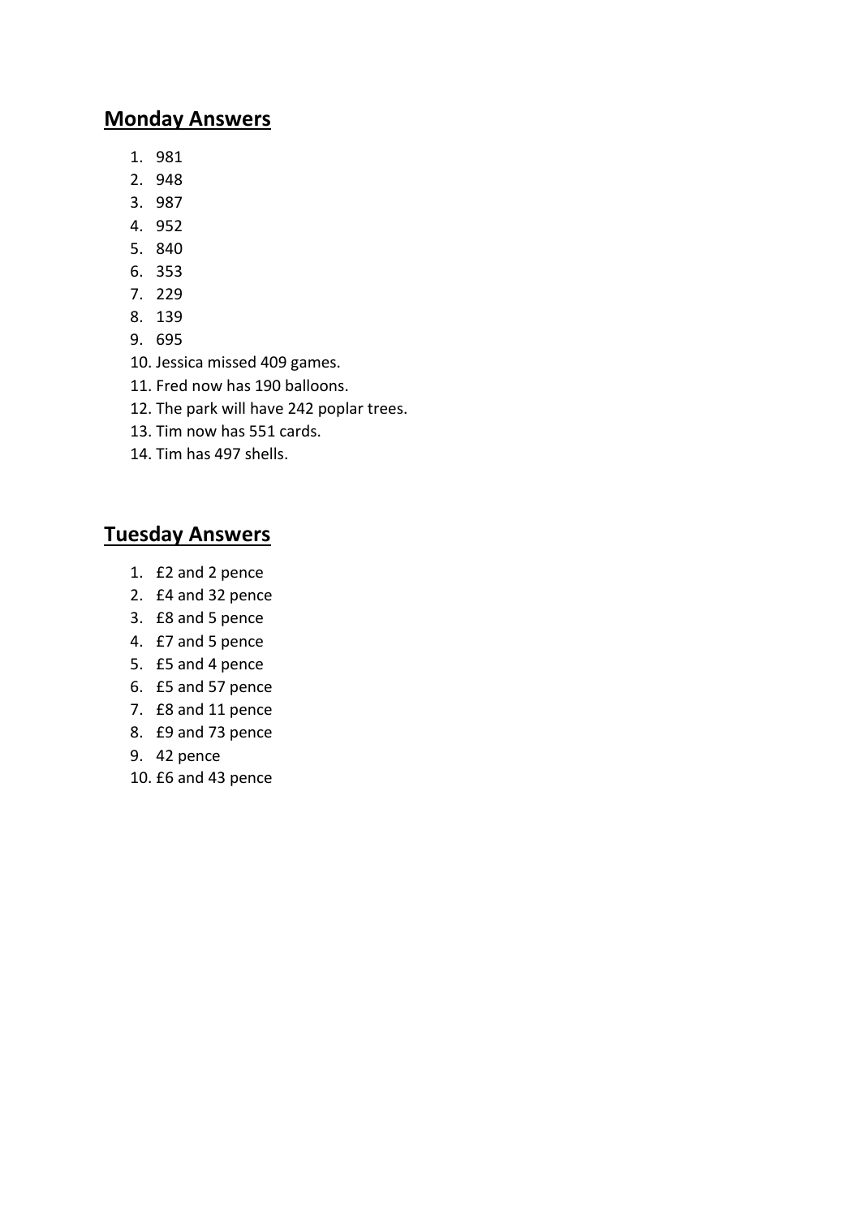## **Monday Answers**

1. 981
2. 948
3. 987
4. 952
5. 840
6. 353
7. 229
8. 139
9. 695
10. Jessica missed 409 games.
11. Fred now has 190 balloons.
12. The park will have 242 poplar trees.
13. Tim now has 551 cards.
14. Tim has 497 shells.

## **Tuesday Answers**

1. £2 and 2 pence
2. £4 and 32 pence
3. £8 and 5 pence
4. £7 and 5 pence
5. £5 and 4 pence
6. £5 and 57 pence
7. £8 and 11 pence
8. £9 and 73 pence
9. 42 pence
10. £6 and 43 pence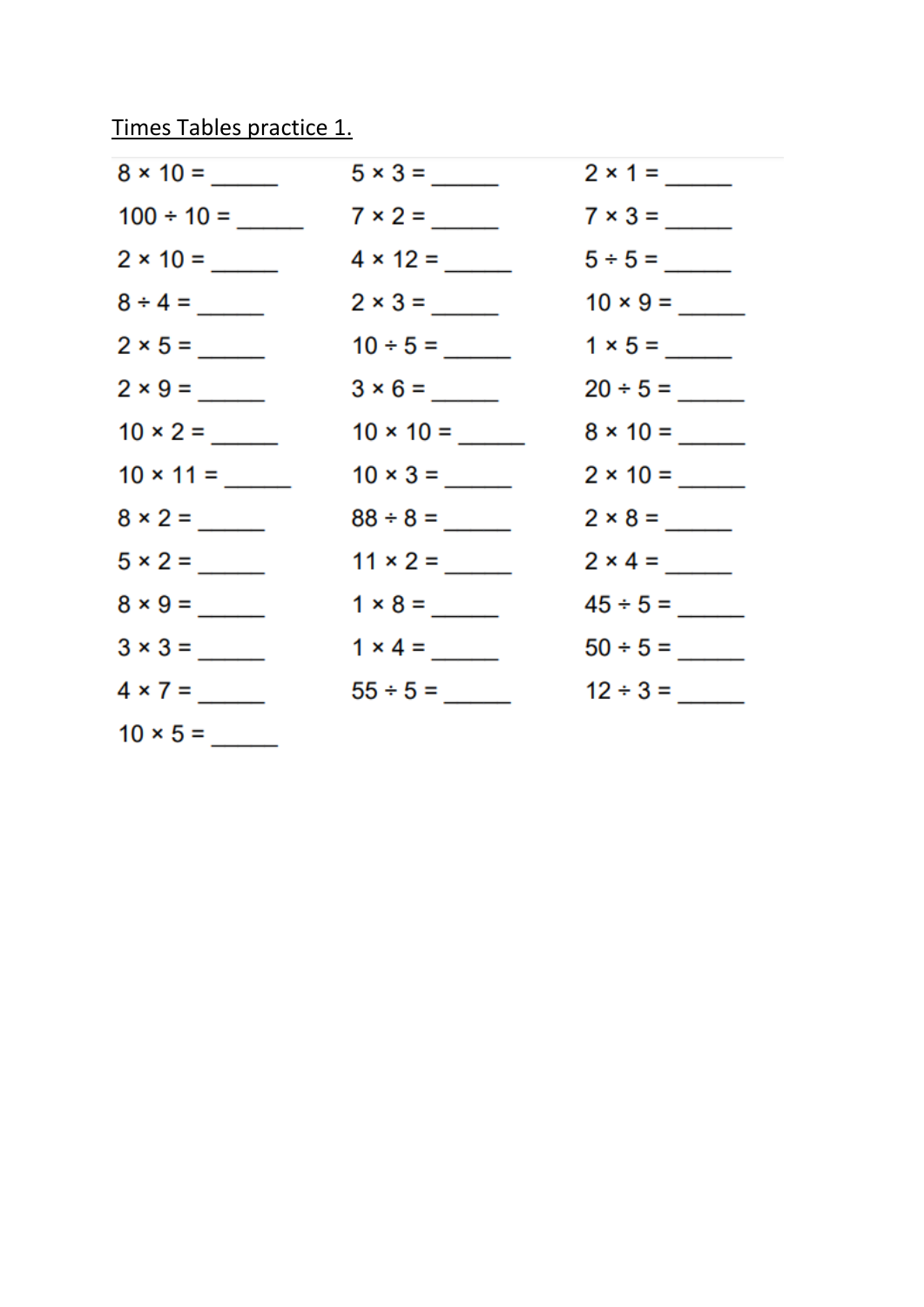Times Tables practice 1.

| | | |
|---|---|---|
| $8 \times 10 =$ ______ | $5 \times 3 =$ ______ | $2 \times 1 =$ ______ |
| $100 \div 10 =$ ______ | $7 \times 2 =$ ______ | $7 \times 3 =$ ______ |
| $2 \times 10 =$ ______ | $4 \times 12 =$ ______ | $5 \div 5 =$ ______ |
| $8 \div 4 =$ ______ | $2 \times 3 =$ ______ | $10 \times 9 =$ ______ |
| $2 \times 5 =$ ______ | $10 \div 5 =$ ______ | $1 \times 5 =$ ______ |
| $2 \times 9 =$ ______ | $3 \times 6 =$ ______ | $20 \div 5 =$ ______ |
| $10 \times 2 =$ ______ | $10 \times 10 =$ ______ | $8 \times 10 =$ ______ |
| $10 \times 11 =$ ______ | $10 \times 3 =$ ______ | $2 \times 10 =$ ______ |
| $8 \times 2 =$ ______ | $88 \div 8 =$ ______ | $2 \times 8 =$ ______ |
| $5 \times 2 =$ ______ | $11 \times 2 =$ ______ | $2 \times 4 =$ ______ |
| $8 \times 9 =$ ______ | $1 \times 8 =$ ______ | $45 \div 5 =$ ______ |
| $3 \times 3 =$ ______ | $1 \times 4 =$ ______ | $50 \div 5 =$ ______ |
| $4 \times 7 =$ ______ | $55 \div 5 =$ ______ | $12 \div 3 =$ ______ |
| $10 \times 5 =$ ______ | | |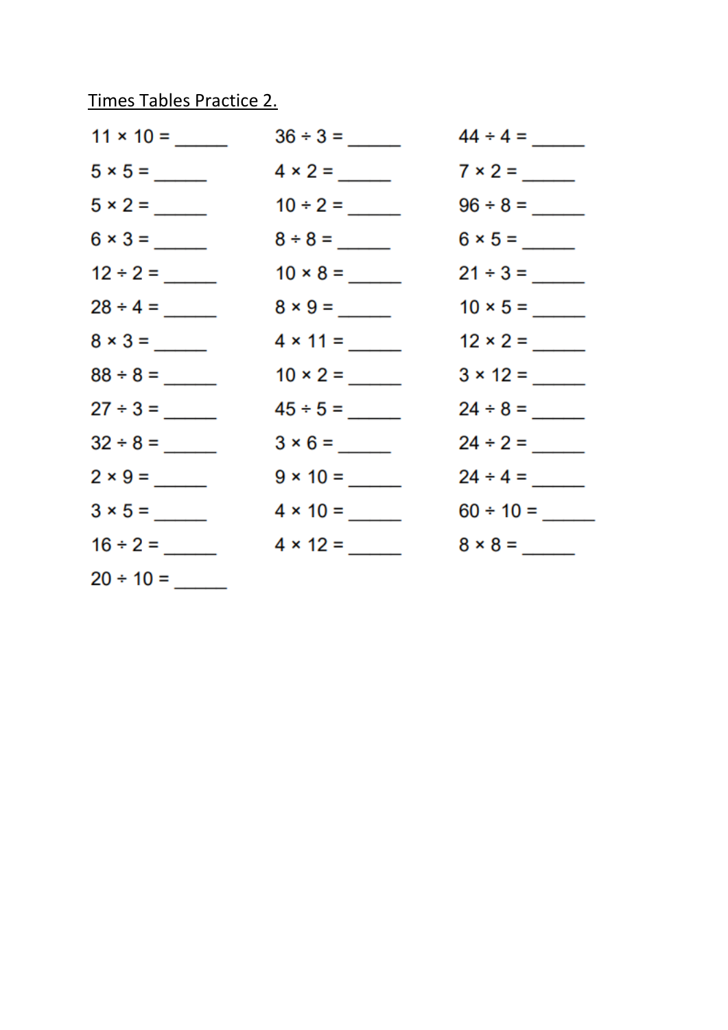Times Tables Practice 2.

| | | |
|---|---|---|
| 11 × 10 = ______ | 36 ÷ 3 = ______ | 44 ÷ 4 = ______ |
| 5 × 5 = ______ | 4 × 2 = ______ | 7 × 2 = ______ |
| 5 × 2 = ______ | 10 ÷ 2 = ______ | 96 ÷ 8 = ______ |
| 6 × 3 = ______ | 8 ÷ 8 = ______ | 6 × 5 = ______ |
| 12 ÷ 2 = ______ | 10 × 8 = ______ | 21 ÷ 3 = ______ |
| 28 ÷ 4 = ______ | 8 × 9 = ______ | 10 × 5 = ______ |
| 8 × 3 = ______ | 4 × 11 = ______ | 12 × 2 = ______ |
| 88 ÷ 8 = ______ | 10 × 2 = ______ | 3 × 12 = ______ |
| 27 ÷ 3 = ______ | 45 ÷ 5 = ______ | 24 ÷ 8 = ______ |
| 32 ÷ 8 = ______ | 3 × 6 = ______ | 24 ÷ 2 = ______ |
| 2 × 9 = ______ | 9 × 10 = ______ | 24 ÷ 4 = ______ |
| 3 × 5 = ______ | 4 × 10 = ______ | 60 ÷ 10 = ______ |
| 16 ÷ 2 = ______ | 4 × 12 = ______ | 8 × 8 = ______ |
| 20 ÷ 10 = ______ | | |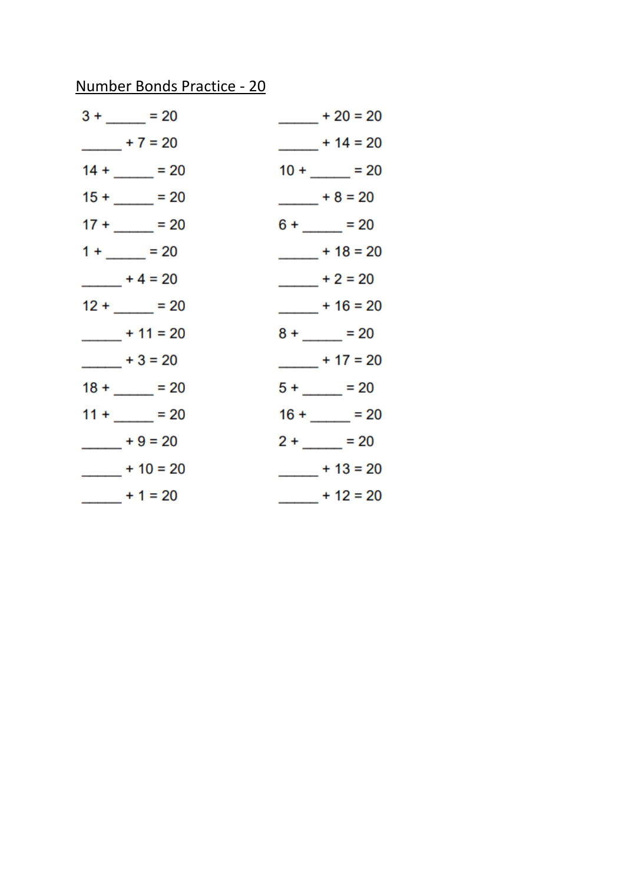Number Bonds Practice - 20

$3 + \_\_\_\_\_ = 20$

$\_\_\_\_\_ + 7 = 20$

$14 + \_\_\_\_\_ = 20$

$15 + \_\_\_\_\_ = 20$

$17 + \_\_\_\_\_ = 20$

$1 + \_\_\_\_\_ = 20$

$\_\_\_\_\_ + 4 = 20$

$12 + \_\_\_\_\_ = 20$

$\_\_\_\_\_ + 11 = 20$

$\_\_\_\_\_ + 3 = 20$

$18 + \_\_\_\_\_ = 20$

$11 + \_\_\_\_\_ = 20$

$\_\_\_\_\_ + 9 = 20$

$\_\_\_\_\_ + 10 = 20$

$\_\_\_\_\_ + 1 = 20$

$\_\_\_\_\_ + 20 = 20$

$\_\_\_\_\_ + 14 = 20$

$10 + \_\_\_\_\_ = 20$

$\_\_\_\_\_ + 8 = 20$

$6 + \_\_\_\_\_ = 20$

$\_\_\_\_\_ + 18 = 20$

$\_\_\_\_\_ + 2 = 20$

$\_\_\_\_\_ + 16 = 20$

$8 + \_\_\_\_\_ = 20$

$\_\_\_\_\_ + 17 = 20$

$5 + \_\_\_\_\_ = 20$

$16 + \_\_\_\_\_ = 20$

$2 + \_\_\_\_\_ = 20$

$\_\_\_\_\_ + 13 = 20$

$\_\_\_\_\_ + 12 = 20$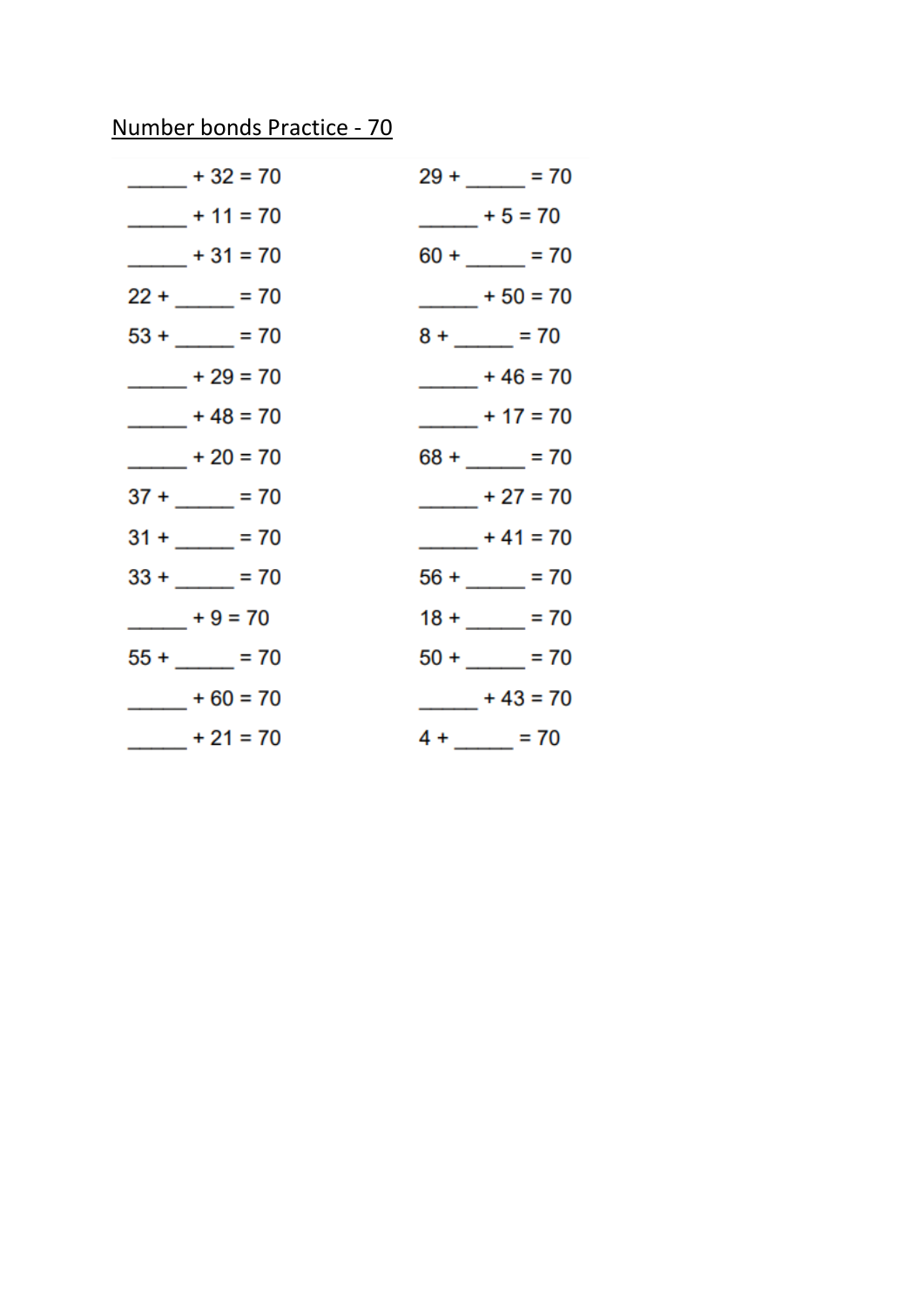Number bonds Practice - 70

| | |
|---|---|
| _____ + 32 = 70 | 29 + _____ = 70 |
| _____ + 11 = 70 | _____ + 5 = 70 |
| _____ + 31 = 70 | 60 + _____ = 70 |
| 22 + _____ = 70 | _____ + 50 = 70 |
| 53 + _____ = 70 | 8 + _____ = 70 |
| _____ + 29 = 70 | _____ + 46 = 70 |
| _____ + 48 = 70 | _____ + 17 = 70 |
| _____ + 20 = 70 | 68 + _____ = 70 |
| 37 + _____ = 70 | _____ + 27 = 70 |
| 31 + _____ = 70 | _____ + 41 = 70 |
| 33 + _____ = 70 | 56 + _____ = 70 |
| _____ + 9 = 70 | 18 + _____ = 70 |
| 55 + _____ = 70 | 50 + _____ = 70 |
| _____ + 60 = 70 | _____ + 43 = 70 |
| _____ + 21 = 70 | 4 + _____ = 70 |